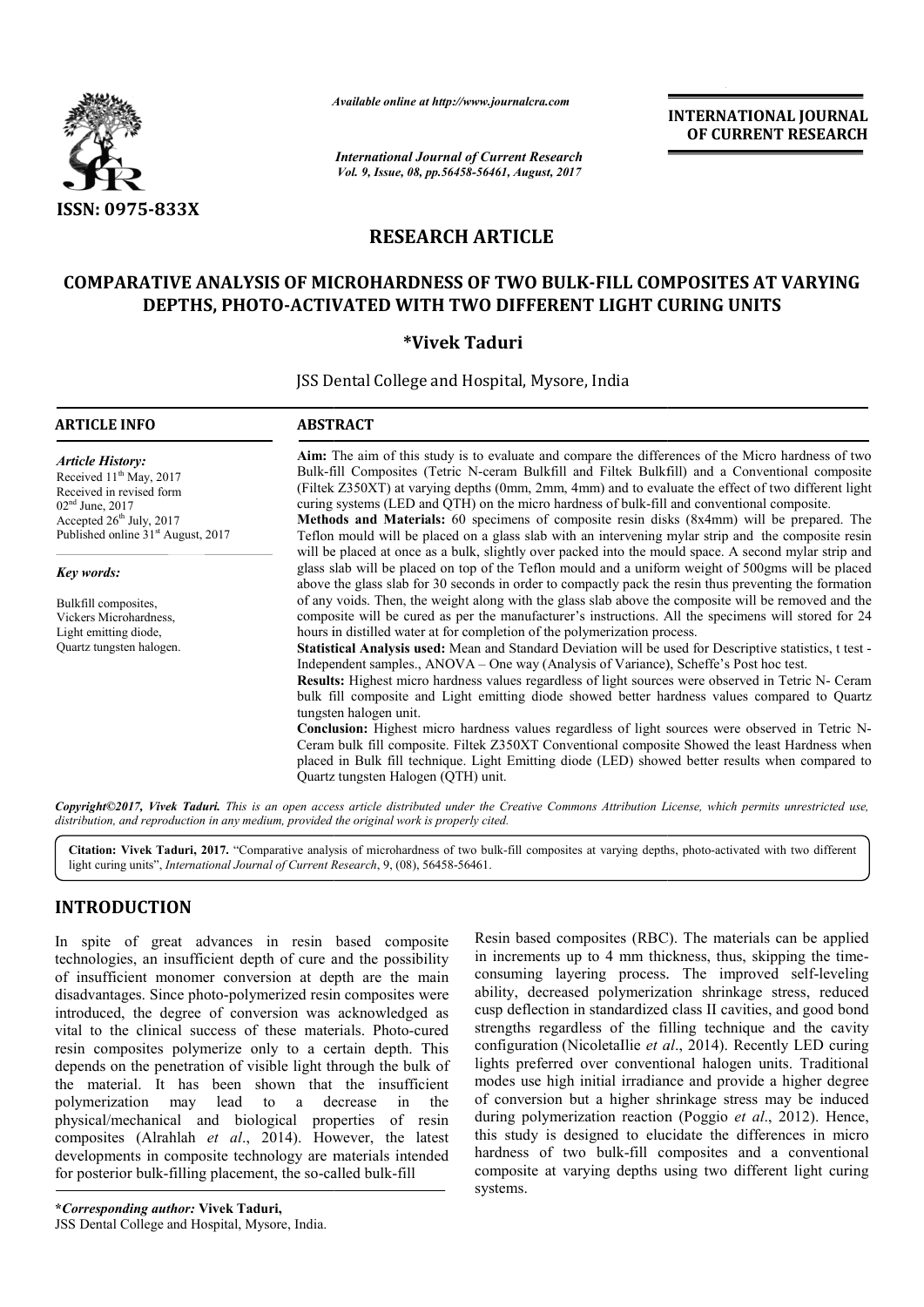ISSN: 0975-833X

*Available online at http://www.journalcra.com*

*International Journal of Current Research*
*Vol. 9, Issue, 08, pp.56458-56461, August, 2017*

**INTERNATIONAL JOURNAL OF CURRENT RESEARCH**

# RESEARCH ARTICLE

# COMPARATIVE ANALYSIS OF MICROHARDNESS OF TWO BULK-FILL COMPOSITES AT VARYING DEPTHS, PHOTO-ACTIVATED WITH TWO DIFFERENT LIGHT CURING UNITS

**\*Vivek Taduri**

JSS Dental College and Hospital, Mysore, India

**ARTICLE INFO**

*Article History:*

Received 11th May, 2017
Received in revised form 02nd June, 2017
Accepted 26th July, 2017
Published online 31st August, 2017

*Key words:*

Bulkfill composites,
Vickers Microhardness,
Light emitting diode,
Quartz tungsten halogen.

**ABSTRACT**

**Aim:** The aim of this study is to evaluate and compare the differences of the Micro hardness of two Bulk-fill Composites (Tetric N-ceram Bulkfill and Filtek Bulkfill) and a Conventional composite (Filtek Z350XT) at varying depths (0mm, 2mm, 4mm) and to evaluate the effect of two different light curing systems (LED and QTH) on the micro hardness of bulk-fill and conventional composite.

**Methods and Materials:** 60 specimens of composite resin disks (8x4mm) will be prepared. The Teflon mould will be placed on a glass slab with an intervening mylar strip and the composite resin will be placed at once as a bulk, slightly over packed into the mould space. A second mylar strip and glass slab will be placed on top of the Teflon mould and a uniform weight of 500gms will be placed above the glass slab for 30 seconds in order to compactly pack the resin thus preventing the formation of any voids. Then, the weight along with the glass slab above the composite will be removed and the composite will be cured as per the manufacturer's instructions. All the specimens will stored for 24 hours in distilled water at for completion of the polymerization process.

**Statistical Analysis used:** Mean and Standard Deviation will be used for Descriptive statistics, t test - Independent samples., ANOVA – One way (Analysis of Variance), Scheffe's Post hoc test.

**Results:** Highest micro hardness values regardless of light sources were observed in Tetric N- Ceram bulk fill composite and Light emitting diode showed better hardness values compared to Quartz tungsten halogen unit.

**Conclusion:** Highest micro hardness values regardless of light sources were observed in Tetric N-Ceram bulk fill composite. Filtek Z350XT Conventional composite Showed the least Hardness when placed in Bulk fill technique. Light Emitting diode (LED) showed better results when compared to Quartz tungsten Halogen (QTH) unit.

*Copyright©2017, Vivek Taduri. This is an open access article distributed under the Creative Commons Attribution License, which permits unrestricted use, distribution, and reproduction in any medium, provided the original work is properly cited.*

**Citation: Vivek Taduri, 2017.** "Comparative analysis of microhardness of two bulk-fill composites at varying depths, photo-activated with two different light curing units", *International Journal of Current Research*, 9, (08), 56458-56461.

## INTRODUCTION

In spite of great advances in resin based composite technologies, an insufficient depth of cure and the possibility of insufficient monomer conversion at depth are the main disadvantages. Since photo-polymerized resin composites were introduced, the degree of conversion was acknowledged as vital to the clinical success of these materials. Photo-cured resin composites polymerize only to a certain depth. This depends on the penetration of visible light through the bulk of the material. It has been shown that the insufficient polymerization may lead to a decrease in the physical/mechanical and biological properties of resin composites (Alrahlah *et al*., 2014). However, the latest developments in composite technology are materials intended for posterior bulk-filling placement, the so-called bulk-fill Resin based composites (RBC). The materials can be applied in increments up to 4 mm thickness, thus, skipping the time-consuming layering process. The improved self-leveling ability, decreased polymerization shrinkage stress, reduced cusp deflection in standardized class II cavities, and good bond strengths regardless of the filling technique and the cavity configuration (Nicoletallie *et al*., 2014). Recently LED curing lights preferred over conventional halogen units. Traditional modes use high initial irradiance and provide a higher degree of conversion but a higher shrinkage stress may be induced during polymerization reaction (Poggio *et al*., 2012). Hence, this study is designed to elucidate the differences in micro hardness of two bulk-fill composites and a conventional composite at varying depths using two different light curing systems.

**\*Corresponding author: Vivek Taduri,**
JSS Dental College and Hospital, Mysore, India.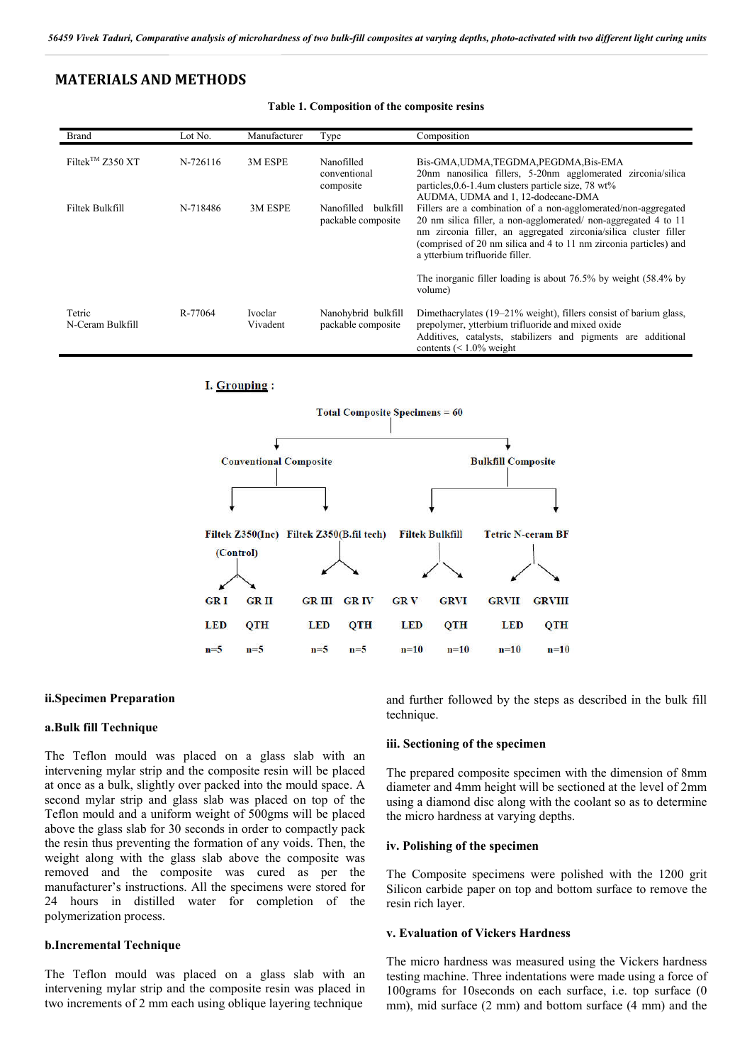## MATERIALS AND METHODS

**Table 1. Composition of the composite resins**

| Brand | Lot No. | Manufacturer | Type | Composition |
|---|---|---|---|---|
| Filtek[TM] Z350 XT | N-726116 | 3M ESPE | Nanofilled conventional composite | Bis-GMA,UDMA,TEGDMA,PEGDMA,Bis-EMA 20nm nanosilica fillers, 5-20nm agglomerated zirconia/silica particles,0.6-1.4um clusters particle size, 78 wt% |
| Filtek Bulkfill | N-718486 | 3M ESPE | Nanofilled bulkfill packable composite | AUDMA, UDMA and 1, 12-dodecane-DMA Fillers are a combination of a non-agglomerated/non-aggregated 20 nm silica filler, a non-agglomerated/ non-aggregated 4 to 11 nm zirconia filler, an aggregated zirconia/silica cluster filler (comprised of 20 nm silica and 4 to 11 nm zirconia particles) and a ytterbium trifluoride filler. The inorganic filler loading is about 76.5% by weight (58.4% by volume) |
| Tetric N-Ceram Bulkfill | R-77064 | Ivoclar Vivadent | Nanohybrid bulkfill packable composite | Dimethacrylates (19–21% weight), fillers consist of barium glass, prepolymer, ytterbium trifluoride and mixed oxide Additives, catalysts, stabilizers and pigments are additional contents (< 1.0% weight |

**I. Grouping :**

Total Composite Specimens = 60

- Conventional Composite
  - Filtek Z350(Inc) (Control)
    - GR I – LED – n=5
    - GR II – QTH – n=5
  - Filtek Z350(B.fil tech)
    - GR III – LED – n=5
    - GR IV – QTH – n=5
- Bulkfill Composite
  - Filtek Bulkfill
    - GR V – LED – n=10
    - GRVI – QTH – n=10
  - Tetric N-ceram BF
    - GRVII – LED – n=10
    - GRVIII – QTH – n=10

### ii.Specimen Preparation

#### a.Bulk fill Technique

The Teflon mould was placed on a glass slab with an intervening mylar strip and the composite resin will be placed at once as a bulk, slightly over packed into the mould space. A second mylar strip and glass slab was placed on top of the Teflon mould and a uniform weight of 500gms will be placed above the glass slab for 30 seconds in order to compactly pack the resin thus preventing the formation of any voids. Then, the weight along with the glass slab above the composite was removed and the composite was cured as per the manufacturer's instructions. All the specimens were stored for 24 hours in distilled water for completion of the polymerization process.

#### b.Incremental Technique

The Teflon mould was placed on a glass slab with an intervening mylar strip and the composite resin was placed in two increments of 2 mm each using oblique layering technique and further followed by the steps as described in the bulk fill technique.

### iii. Sectioning of the specimen

The prepared composite specimen with the dimension of 8mm diameter and 4mm height will be sectioned at the level of 2mm using a diamond disc along with the coolant so as to determine the micro hardness at varying depths.

### iv. Polishing of the specimen

The Composite specimens were polished with the 1200 grit Silicon carbide paper on top and bottom surface to remove the resin rich layer.

### v. Evaluation of Vickers Hardness

The micro hardness was measured using the Vickers hardness testing machine. Three indentations were made using a force of 100grams for 10seconds on each surface, i.e. top surface (0 mm), mid surface (2 mm) and bottom surface (4 mm) and the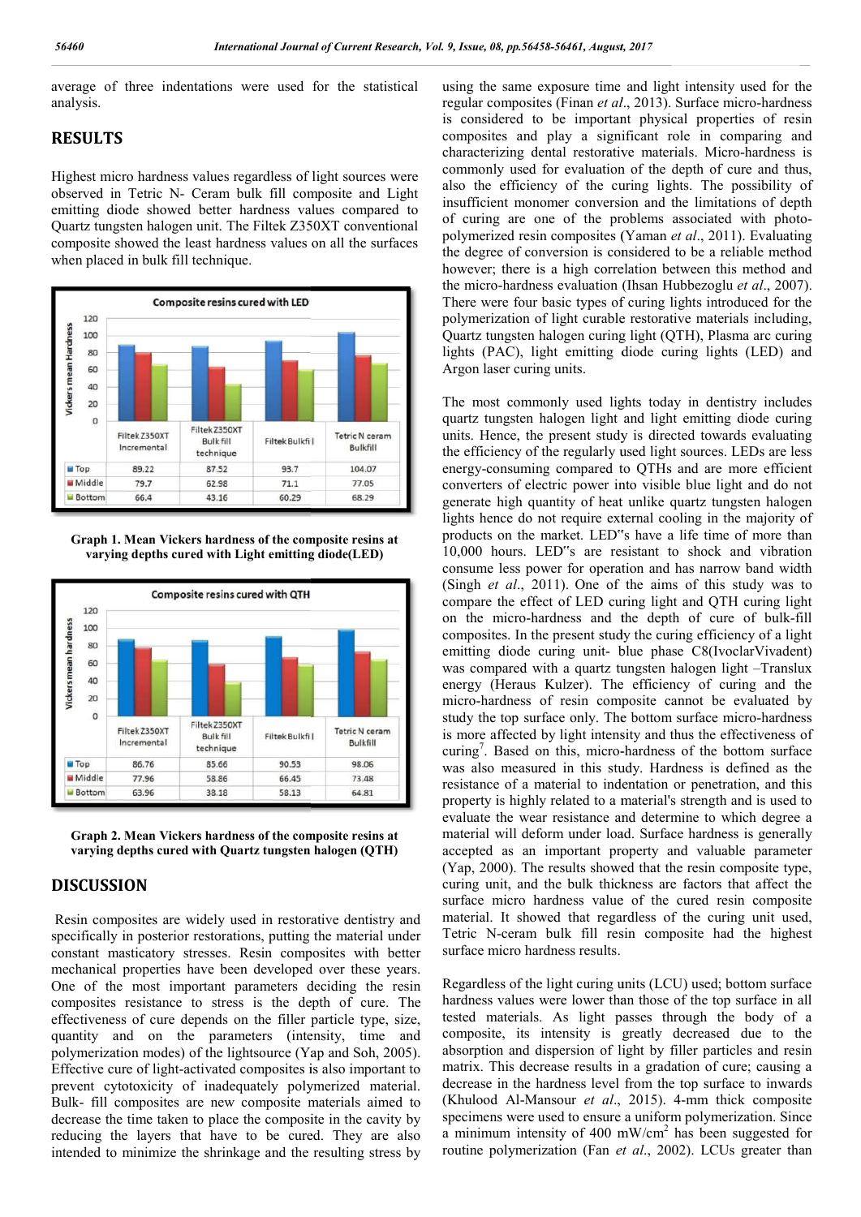average of three indentations were used for the statistical analysis.

## RESULTS

Highest micro hardness values regardless of light sources were observed in Tetric N- Ceram bulk fill composite and Light emitting diode showed better hardness values compared to Quartz tungsten halogen unit. The Filtek Z350XT conventional composite showed the least hardness values on all the surfaces when placed in bulk fill technique.

**Composite resins cured with LED**

| | Filtek Z350XT Incremental | Filtek Z350XT Bulk fill technique | Filtek Bulkfil | Tetric N ceram Bulkfill |
|---|---|---|---|---|
| Top | 89.22 | 87.52 | 93.7 | 104.07 |
| Middle | 79.7 | 62.98 | 71.1 | 77.05 |
| Bottom | 66.4 | 43.16 | 60.29 | 68.29 |

**Graph 1. Mean Vickers hardness of the composite resins at varying depths cured with Light emitting diode(LED)**

**Composite resins cured with QTH**

| | Filtek Z350XT Incremental | Filtek Z350XT Bulk fill technique | Filtek Bulkfil | Tetric N ceram Bulkfill |
|---|---|---|---|---|
| Top | 86.76 | 85.66 | 90.53 | 98.06 |
| Middle | 77.96 | 58.86 | 66.45 | 73.48 |
| Bottom | 63.96 | 38.18 | 58.13 | 64.81 |

**Graph 2. Mean Vickers hardness of the composite resins at varying depths cured with Quartz tungsten halogen (QTH)**

## DISCUSSION

Resin composites are widely used in restorative dentistry and specifically in posterior restorations, putting the material under constant masticatory stresses. Resin composites with better mechanical properties have been developed over these years. One of the most important parameters deciding the resin composites resistance to stress is the depth of cure. The effectiveness of cure depends on the filler particle type, size, quantity and on the parameters (intensity, time and polymerization modes) of the lightsource (Yap and Soh, 2005). Effective cure of light-activated composites is also important to prevent cytotoxicity of inadequately polymerized material. Bulk- fill composites are new composite materials aimed to decrease the time taken to place the composite in the cavity by reducing the layers that have to be cured. They are also intended to minimize the shrinkage and the resulting stress by using the same exposure time and light intensity used for the regular composites (Finan *et al*., 2013). Surface micro-hardness is considered to be important physical properties of resin composites and play a significant role in comparing and characterizing dental restorative materials. Micro-hardness is commonly used for evaluation of the depth of cure and thus, also the efficiency of the curing lights. The possibility of insufficient monomer conversion and the limitations of depth of curing are one of the problems associated with photo-polymerized resin composites (Yaman *et al*., 2011). Evaluating the degree of conversion is considered to be a reliable method however; there is a high correlation between this method and the micro-hardness evaluation (Ihsan Hubbezoglu *et al*., 2007). There were four basic types of curing lights introduced for the polymerization of light curable restorative materials including, Quartz tungsten halogen curing light (QTH), Plasma arc curing lights (PAC), light emitting diode curing lights (LED) and Argon laser curing units.

The most commonly used lights today in dentistry includes quartz tungsten halogen light and light emitting diode curing units. Hence, the present study is directed towards evaluating the efficiency of the regularly used light sources. LEDs are less energy-consuming compared to QTHs and are more efficient converters of electric power into visible blue light and do not generate high quantity of heat unlike quartz tungsten halogen lights hence do not require external cooling in the majority of products on the market. LED"s have a life time of more than 10,000 hours. LED"s are resistant to shock and vibration consume less power for operation and has narrow band width (Singh *et al*., 2011). One of the aims of this study was to compare the effect of LED curing light and QTH curing light on the micro-hardness and the depth of cure of bulk-fill composites. In the present study the curing efficiency of a light emitting diode curing unit- blue phase C8(IvoclarVivadent) was compared with a quartz tungsten halogen light –Translux energy (Heraus Kulzer). The efficiency of curing and the micro-hardness of resin composite cannot be evaluated by study the top surface only. The bottom surface micro-hardness is more affected by light intensity and thus the effectiveness of curing[7]. Based on this, micro-hardness of the bottom surface was also measured in this study. Hardness is defined as the resistance of a material to indentation or penetration, and this property is highly related to a material's strength and is used to evaluate the wear resistance and determine to which degree a material will deform under load. Surface hardness is generally accepted as an important property and valuable parameter (Yap, 2000). The results showed that the resin composite type, curing unit, and the bulk thickness are factors that affect the surface micro hardness value of the cured resin composite material. It showed that regardless of the curing unit used, Tetric N-ceram bulk fill resin composite had the highest surface micro hardness results.

Regardless of the light curing units (LCU) used; bottom surface hardness values were lower than those of the top surface in all tested materials. As light passes through the body of a composite, its intensity is greatly decreased due to the absorption and dispersion of light by filler particles and resin matrix. This decrease results in a gradation of cure; causing a decrease in the hardness level from the top surface to inwards (Khulood Al-Mansour *et al*., 2015). 4-mm thick composite specimens were used to ensure a uniform polymerization. Since a minimum intensity of 400 mW/cm$^2$ has been suggested for routine polymerization (Fan *et al*., 2002). LCUs greater than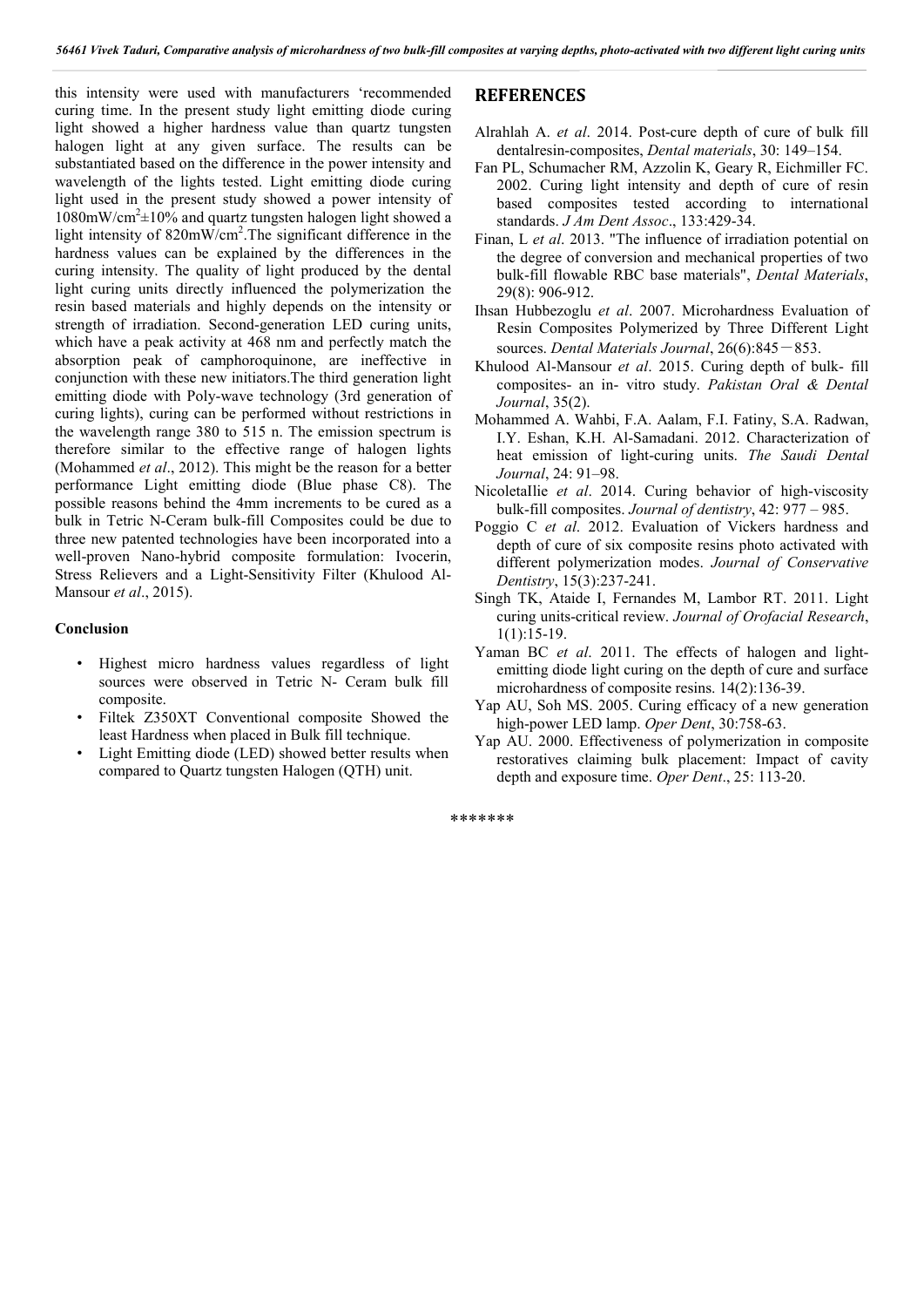this intensity were used with manufacturers 'recommended curing time. In the present study light emitting diode curing light showed a higher hardness value than quartz tungsten halogen light at any given surface. The results can be substantiated based on the difference in the power intensity and wavelength of the lights tested. Light emitting diode curing light used in the present study showed a power intensity of $1080mW/cm^2 \pm 10\%$ and quartz tungsten halogen light showed a light intensity of $820mW/cm^2$.The significant difference in the hardness values can be explained by the differences in the curing intensity. The quality of light produced by the dental light curing units directly influenced the polymerization the resin based materials and highly depends on the intensity or strength of irradiation. Second-generation LED curing units, which have a peak activity at 468 nm and perfectly match the absorption peak of camphoroquinone, are ineffective in conjunction with these new initiators.The third generation light emitting diode with Poly-wave technology (3rd generation of curing lights), curing can be performed without restrictions in the wavelength range 380 to 515 n. The emission spectrum is therefore similar to the effective range of halogen lights (Mohammed *et al*., 2012). This might be the reason for a better performance Light emitting diode (Blue phase C8). The possible reasons behind the 4mm increments to be cured as a bulk in Tetric N-Ceram bulk-fill Composites could be due to three new patented technologies have been incorporated into a well-proven Nano-hybrid composite formulation: Ivocerin, Stress Relievers and a Light-Sensitivity Filter (Khulood Al-Mansour *et al*., 2015).

### Conclusion

- Highest micro hardness values regardless of light sources were observed in Tetric N- Ceram bulk fill composite.
- Filtek Z350XT Conventional composite Showed the least Hardness when placed in Bulk fill technique.
- Light Emitting diode (LED) showed better results when compared to Quartz tungsten Halogen (QTH) unit.

## REFERENCES

Alrahlah A. *et al*. 2014. Post-cure depth of cure of bulk fill dentalresin-composites, *Dental materials*, 30: 149–154.

Fan PL, Schumacher RM, Azzolin K, Geary R, Eichmiller FC. 2002. Curing light intensity and depth of cure of resin based composites tested according to international standards. *J Am Dent Assoc*., 133:429-34.

Finan, L *et al*. 2013. "The influence of irradiation potential on the degree of conversion and mechanical properties of two bulk-fill flowable RBC base materials", *Dental Materials*, 29(8): 906-912.

Ihsan Hubbezoglu *et al*. 2007. Microhardness Evaluation of Resin Composites Polymerized by Three Different Light sources. *Dental Materials Journal*, 26(6):845－853.

Khulood Al-Mansour *et al*. 2015. Curing depth of bulk- fill composites- an in- vitro study. *Pakistan Oral & Dental Journal*, 35(2).

Mohammed A. Wahbi, F.A. Aalam, F.I. Fatiny, S.A. Radwan, I.Y. Eshan, K.H. Al-Samadani. 2012. Characterization of heat emission of light-curing units. *The Saudi Dental Journal*, 24: 91–98.

NicoletaIlie *et al*. 2014. Curing behavior of high-viscosity bulk-fill composites. *Journal of dentistry*, 42: 977 – 985.

Poggio C *et al*. 2012. Evaluation of Vickers hardness and depth of cure of six composite resins photo activated with different polymerization modes. *Journal of Conservative Dentistry*, 15(3):237-241.

Singh TK, Ataide I, Fernandes M, Lambor RT. 2011. Light curing units-critical review. *Journal of Orofacial Research*, 1(1):15-19.

Yaman BC *et al*. 2011. The effects of halogen and light-emitting diode light curing on the depth of cure and surface microhardness of composite resins. 14(2):136-39.

Yap AU, Soh MS. 2005. Curing efficacy of a new generation high-power LED lamp. *Oper Dent*, 30:758-63.

Yap AU. 2000. Effectiveness of polymerization in composite restoratives claiming bulk placement: Impact of cavity depth and exposure time. *Oper Dent*., 25: 113-20.

*******